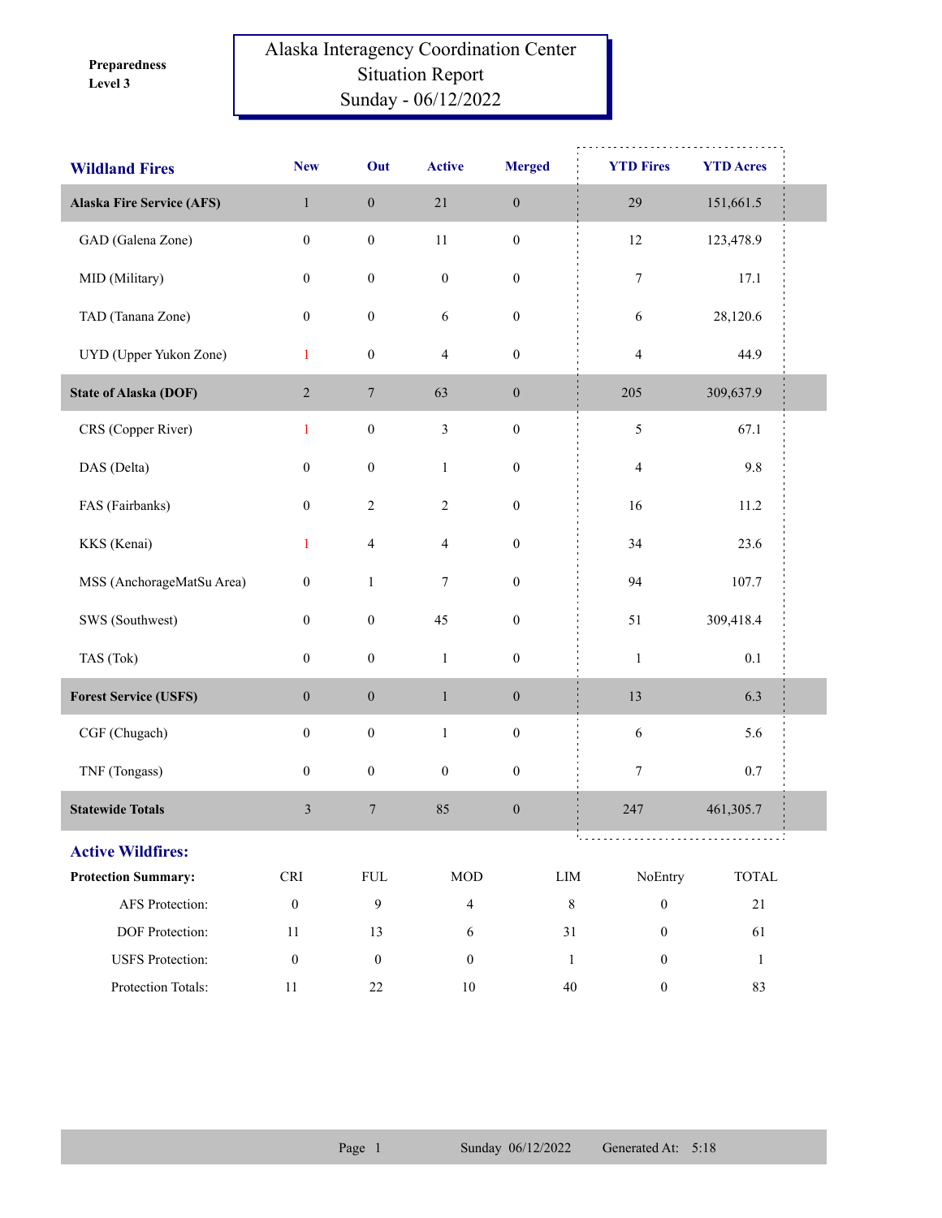**Preparedness Level 3**

# Alaska Interagency Coordination Center Situation Report Sunday - 06/12/2022

| Wildland Fires | New | Out | Active | Merged | YTD Fires | YTD Acres |
|---|---|---|---|---|---|---|
| **Alaska Fire Service (AFS)** | 1 | 0 | 21 | 0 | 29 | 151,661.5 |
| GAD (Galena Zone) | 0 | 0 | 11 | 0 | 12 | 123,478.9 |
| MID (Military) | 0 | 0 | 0 | 0 | 7 | 17.1 |
| TAD (Tanana Zone) | 0 | 0 | 6 | 0 | 6 | 28,120.6 |
| UYD (Upper Yukon Zone) | 1 | 0 | 4 | 0 | 4 | 44.9 |
| **State of Alaska (DOF)** | 2 | 7 | 63 | 0 | 205 | 309,637.9 |
| CRS (Copper River) | 1 | 0 | 3 | 0 | 5 | 67.1 |
| DAS (Delta) | 0 | 0 | 1 | 0 | 4 | 9.8 |
| FAS (Fairbanks) | 0 | 2 | 2 | 0 | 16 | 11.2 |
| KKS (Kenai) | 1 | 4 | 4 | 0 | 34 | 23.6 |
| MSS (AnchorageMatSu Area) | 0 | 1 | 7 | 0 | 94 | 107.7 |
| SWS (Southwest) | 0 | 0 | 45 | 0 | 51 | 309,418.4 |
| TAS (Tok) | 0 | 0 | 1 | 0 | 1 | 0.1 |
| **Forest Service (USFS)** | 0 | 0 | 1 | 0 | 13 | 6.3 |
| CGF (Chugach) | 0 | 0 | 1 | 0 | 6 | 5.6 |
| TNF (Tongass) | 0 | 0 | 0 | 0 | 7 | 0.7 |
| **Statewide Totals** | 3 | 7 | 85 | 0 | 247 | 461,305.7 |

## Active Wildfires:

| Protection Summary: | CRI | FUL | MOD | LIM | NoEntry | TOTAL |
|---|---|---|---|---|---|---|
| AFS Protection: | 0 | 9 | 4 | 8 | 0 | 21 |
| DOF Protection: | 11 | 13 | 6 | 31 | 0 | 61 |
| USFS Protection: | 0 | 0 | 0 | 1 | 0 | 1 |
| Protection Totals: | 11 | 22 | 10 | 40 | 0 | 83 |

Sunday 06/12/2022 Generated At: 5:18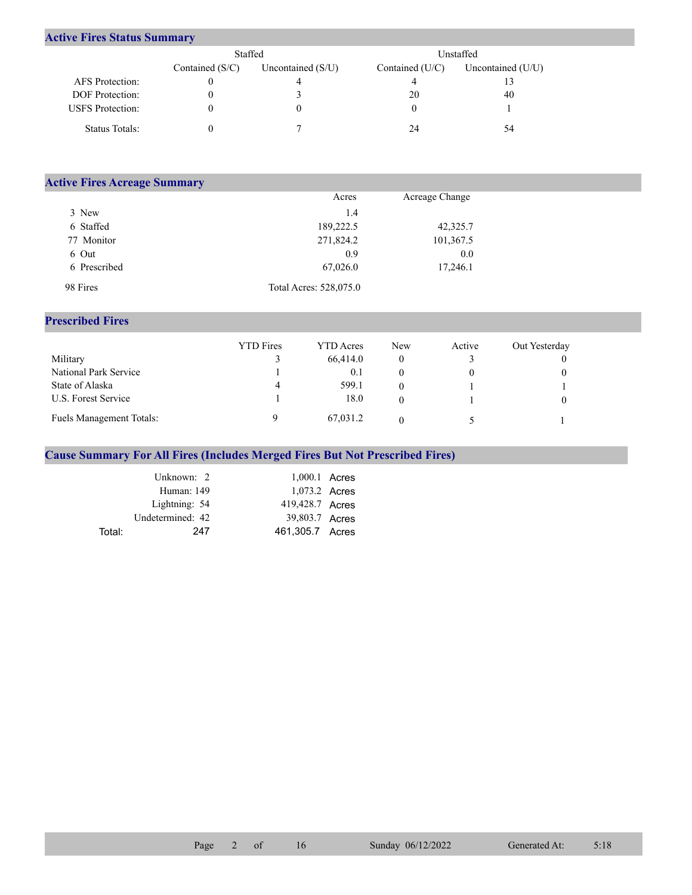## Active Fires Status Summary

| | Staffed | | Unstaffed | |
|---|---|---|---|---|
| | Contained (S/C) | Uncontained (S/U) | Contained (U/C) | Uncontained (U/U) |
| AFS Protection: | 0 | 4 | 4 | 13 |
| DOF Protection: | 0 | 3 | 20 | 40 |
| USFS Protection: | 0 | 0 | 0 | 1 |
| Status Totals: | 0 | 7 | 24 | 54 |

## Active Fires Acreage Summary

| | Acres | Acreage Change |
|---|---|---|
| 3 New | 1.4 | |
| 6 Staffed | 189,222.5 | 42,325.7 |
| 77 Monitor | 271,824.2 | 101,367.5 |
| 6 Out | 0.9 | 0.0 |
| 6 Prescribed | 67,026.0 | 17,246.1 |
| 98 Fires | Total Acres: 528,075.0 | |

## Prescribed Fires

| | YTD Fires | YTD Acres | New | Active | Out Yesterday |
|---|---|---|---|---|---|
| Military | 3 | 66,414.0 | 0 | 3 | 0 |
| National Park Service | 1 | 0.1 | 0 | 0 | 0 |
| State of Alaska | 4 | 599.1 | 0 | 1 | 1 |
| U.S. Forest Service | 1 | 18.0 | 0 | 1 | 0 |
| Fuels Management Totals: | 9 | 67,031.2 | 0 | 5 | 1 |

## Cause Summary For All Fires (Includes Merged Fires But Not Prescribed Fires)

| Cause | Fires | Acres |
|---|---|---|
| Unknown: | 2 | 1,000.1 Acres |
| Human: | 149 | 1,073.2 Acres |
| Lightning: | 54 | 419,428.7 Acres |
| Undetermined: | 42 | 39,803.7 Acres |
| Total: | 247 | 461,305.7 Acres |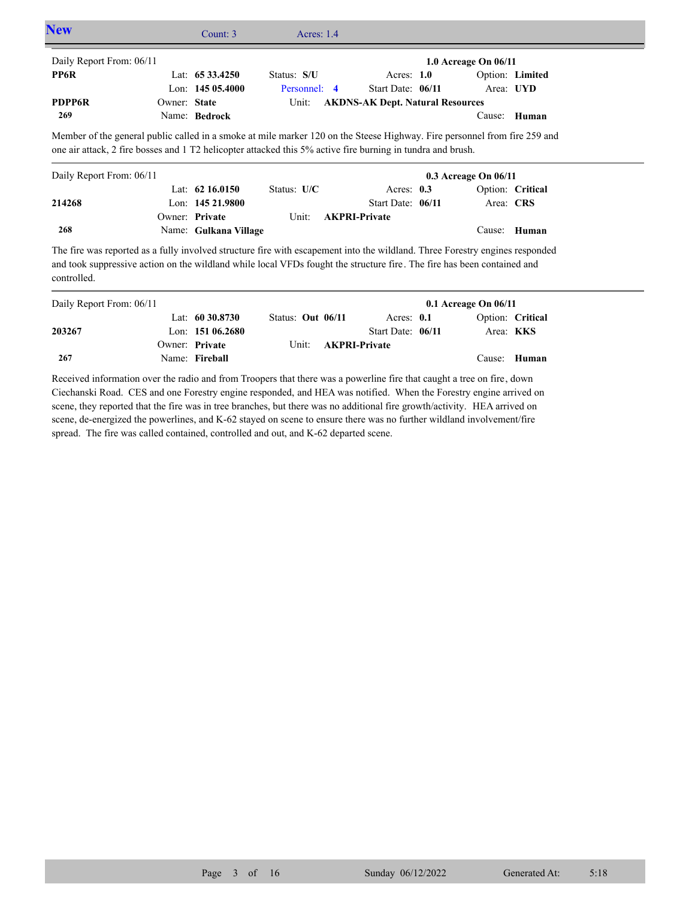## New

Count: 3 Acres: 1.4

---

Daily Report From: 06/11 — **1.0 Acreage On 06/11**

| | | | | |
|---|---|---|---|---|
| **PP6R** | Lat: **65 33.4250** | Status: **S/U** | Acres: **1.0** | Option: **Limited** |
| | Lon: **145 05.4000** | Personnel: **4** | Start Date: **06/11** | Area: **UYD** |
| **PDPP6R** | Owner: **State** | Unit: **AKDNS-AK Dept. Natural Resources** | | |
| **269** | Name: **Bedrock** | | | Cause: **Human** |

Member of the general public called in a smoke at mile marker 120 on the Steese Highway. Fire personnel from fire 259 and one air attack, 2 fire bosses and 1 T2 helicopter attacked this 5% active fire burning in tundra and brush.

---

Daily Report From: 06/11 — **0.3 Acreage On 06/11**

| | | | | |
|---|---|---|---|---|
| | Lat: **62 16.0150** | Status: **U/C** | Acres: **0.3** | Option: **Critical** |
| **214268** | Lon: **145 21.9800** | | Start Date: **06/11** | Area: **CRS** |
| | Owner: **Private** | Unit: **AKPRI-Private** | | |
| **268** | Name: **Gulkana Village** | | | Cause: **Human** |

The fire was reported as a fully involved structure fire with escapement into the wildland. Three Forestry engines responded and took suppressive action on the wildland while local VFDs fought the structure fire. The fire has been contained and controlled.

---

Daily Report From: 06/11 — **0.1 Acreage On 06/11**

| | | | | |
|---|---|---|---|---|
| | Lat: **60 30.8730** | Status: **Out 06/11** | Acres: **0.1** | Option: **Critical** |
| **203267** | Lon: **151 06.2680** | | Start Date: **06/11** | Area: **KKS** |
| | Owner: **Private** | Unit: **AKPRI-Private** | | |
| **267** | Name: **Fireball** | | | Cause: **Human** |

Received information over the radio and from Troopers that there was a powerline fire that caught a tree on fire, down Ciechanski Road. CES and one Forestry engine responded, and HEA was notified. When the Forestry engine arrived on scene, they reported that the fire was in tree branches, but there was no additional fire growth/activity. HEA arrived on scene, de-energized the powerlines, and K-62 stayed on scene to ensure there was no further wildland involvement/fire spread. The fire was called contained, controlled and out, and K-62 departed scene.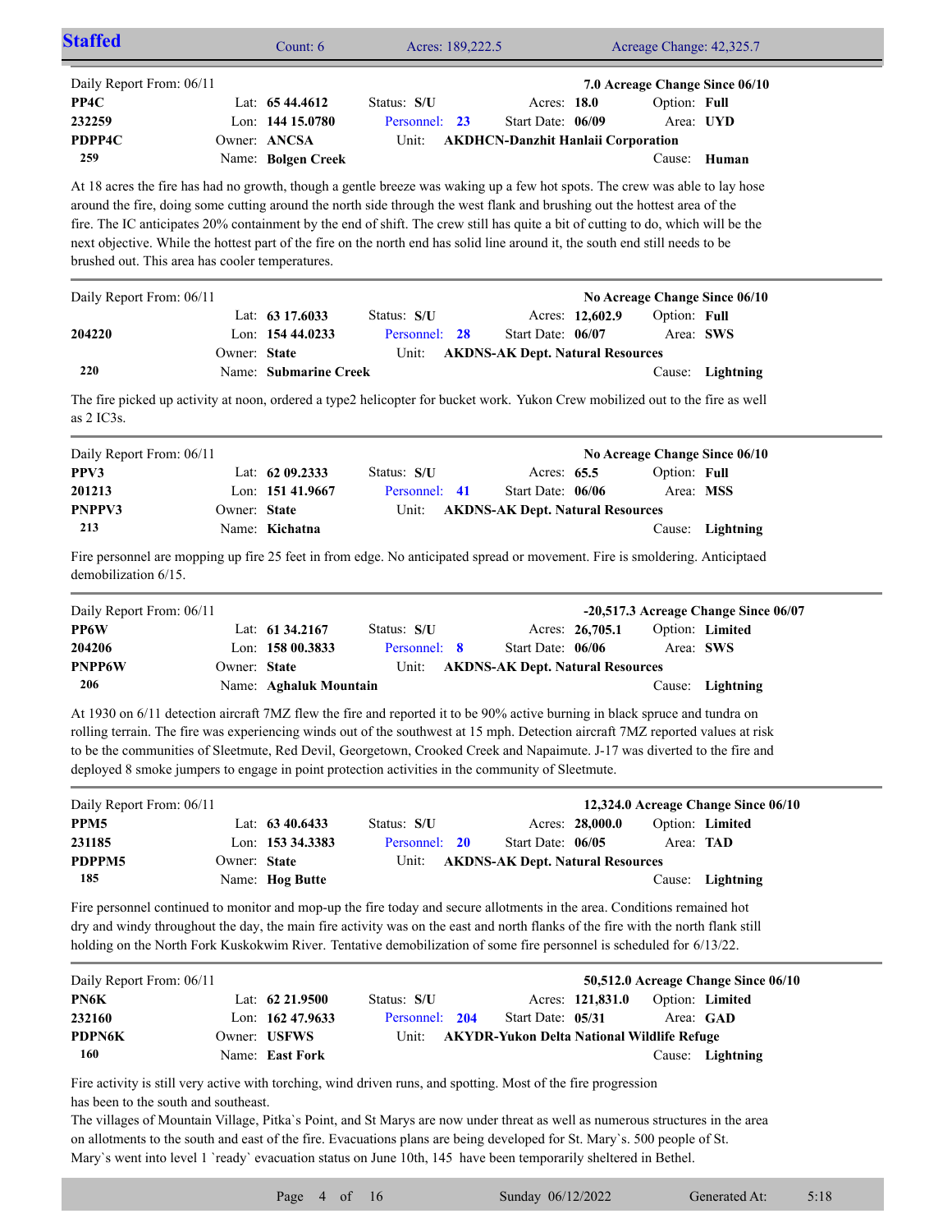## Staffed

Count: 6 | Acres: 189,222.5 | Acreage Change: 42,325.7

---

Daily Report From: 06/11 — **7.0 Acreage Change Since 06/10**

| | | | | |
|---|---|---|---|---|
| **PP4C** | Lat: **65 44.4612** | Status: **S/U** | Acres: **18.0** | Option: **Full** |
| **232259** | Lon: **144 15.0780** | Personnel: **23** | Start Date: **06/09** | Area: **UYD** |
| **PDPP4C** | Owner: **ANCSA** | Unit: **AKDHCN-Danzhit Hanlaii Corporation** | | |
| **259** | Name: **Bolgen Creek** | | | Cause: **Human** |

At 18 acres the fire has had no growth, though a gentle breeze was waking up a few hot spots. The crew was able to lay hose around the fire, doing some cutting around the north side through the west flank and brushing out the hottest area of the fire. The IC anticipates 20% containment by the end of shift. The crew still has quite a bit of cutting to do, which will be the next objective. While the hottest part of the fire on the north end has solid line around it, the south end still needs to be brushed out. This area has cooler temperatures.

---

Daily Report From: 06/11 — **No Acreage Change Since 06/10**

| | | | | |
|---|---|---|---|---|
| | Lat: **63 17.6033** | Status: **S/U** | Acres: **12,602.9** | Option: **Full** |
| **204220** | Lon: **154 44.0233** | Personnel: **28** | Start Date: **06/07** | Area: **SWS** |
| | Owner: **State** | Unit: **AKDNS-AK Dept. Natural Resources** | | |
| **220** | Name: **Submarine Creek** | | | Cause: **Lightning** |

The fire picked up activity at noon, ordered a type2 helicopter for bucket work. Yukon Crew mobilized out to the fire as well as 2 IC3s.

---

Daily Report From: 06/11 — **No Acreage Change Since 06/10**

| | | | | |
|---|---|---|---|---|
| **PPV3** | Lat: **62 09.2333** | Status: **S/U** | Acres: **65.5** | Option: **Full** |
| **201213** | Lon: **151 41.9667** | Personnel: **41** | Start Date: **06/06** | Area: **MSS** |
| **PNPPV3** | Owner: **State** | Unit: **AKDNS-AK Dept. Natural Resources** | | |
| **213** | Name: **Kichatna** | | | Cause: **Lightning** |

Fire personnel are mopping up fire 25 feet in from edge. No anticipated spread or movement. Fire is smoldering. Anticiptaed demobilization 6/15.

---

Daily Report From: 06/11 — **-20,517.3 Acreage Change Since 06/07**

| | | | | |
|---|---|---|---|---|
| **PP6W** | Lat: **61 34.2167** | Status: **S/U** | Acres: **26,705.1** | Option: **Limited** |
| **204206** | Lon: **158 00.3833** | Personnel: **8** | Start Date: **06/06** | Area: **SWS** |
| **PNPP6W** | Owner: **State** | Unit: **AKDNS-AK Dept. Natural Resources** | | |
| **206** | Name: **Aghaluk Mountain** | | | Cause: **Lightning** |

At 1930 on 6/11 detection aircraft 7MZ flew the fire and reported it to be 90% active burning in black spruce and tundra on rolling terrain. The fire was experiencing winds out of the southwest at 15 mph. Detection aircraft 7MZ reported values at risk to be the communities of Sleetmute, Red Devil, Georgetown, Crooked Creek and Napaimute. J-17 was diverted to the fire and deployed 8 smoke jumpers to engage in point protection activities in the community of Sleetmute.

---

Daily Report From: 06/11 — **12,324.0 Acreage Change Since 06/10**

| | | | | |
|---|---|---|---|---|
| **PPM5** | Lat: **63 40.6433** | Status: **S/U** | Acres: **28,000.0** | Option: **Limited** |
| **231185** | Lon: **153 34.3383** | Personnel: **20** | Start Date: **06/05** | Area: **TAD** |
| **PDPPM5** | Owner: **State** | Unit: **AKDNS-AK Dept. Natural Resources** | | |
| **185** | Name: **Hog Butte** | | | Cause: **Lightning** |

Fire personnel continued to monitor and mop-up the fire today and secure allotments in the area. Conditions remained hot dry and windy throughout the day, the main fire activity was on the east and north flanks of the fire with the north flank still holding on the North Fork Kuskokwim River. Tentative demobilization of some fire personnel is scheduled for 6/13/22.

---

Daily Report From: 06/11 — **50,512.0 Acreage Change Since 06/10**

| | | | | |
|---|---|---|---|---|
| **PN6K** | Lat: **62 21.9500** | Status: **S/U** | Acres: **121,831.0** | Option: **Limited** |
| **232160** | Lon: **162 47.9633** | Personnel: **204** | Start Date: **05/31** | Area: **GAD** |
| **PDPN6K** | Owner: **USFWS** | Unit: **AKYDR-Yukon Delta National Wildlife Refuge** | | |
| **160** | Name: **East Fork** | | | Cause: **Lightning** |

Fire activity is still very active with torching, wind driven runs, and spotting. Most of the fire progression has been to the south and southeast.

The villages of Mountain Village, Pitka`s Point, and St Marys are now under threat as well as numerous structures in the area on allotments to the south and east of the fire. Evacuations plans are being developed for St. Mary`s. 500 people of St. Mary`s went into level 1 `ready` evacuation status on June 10th, 145 have been temporarily sheltered in Bethel.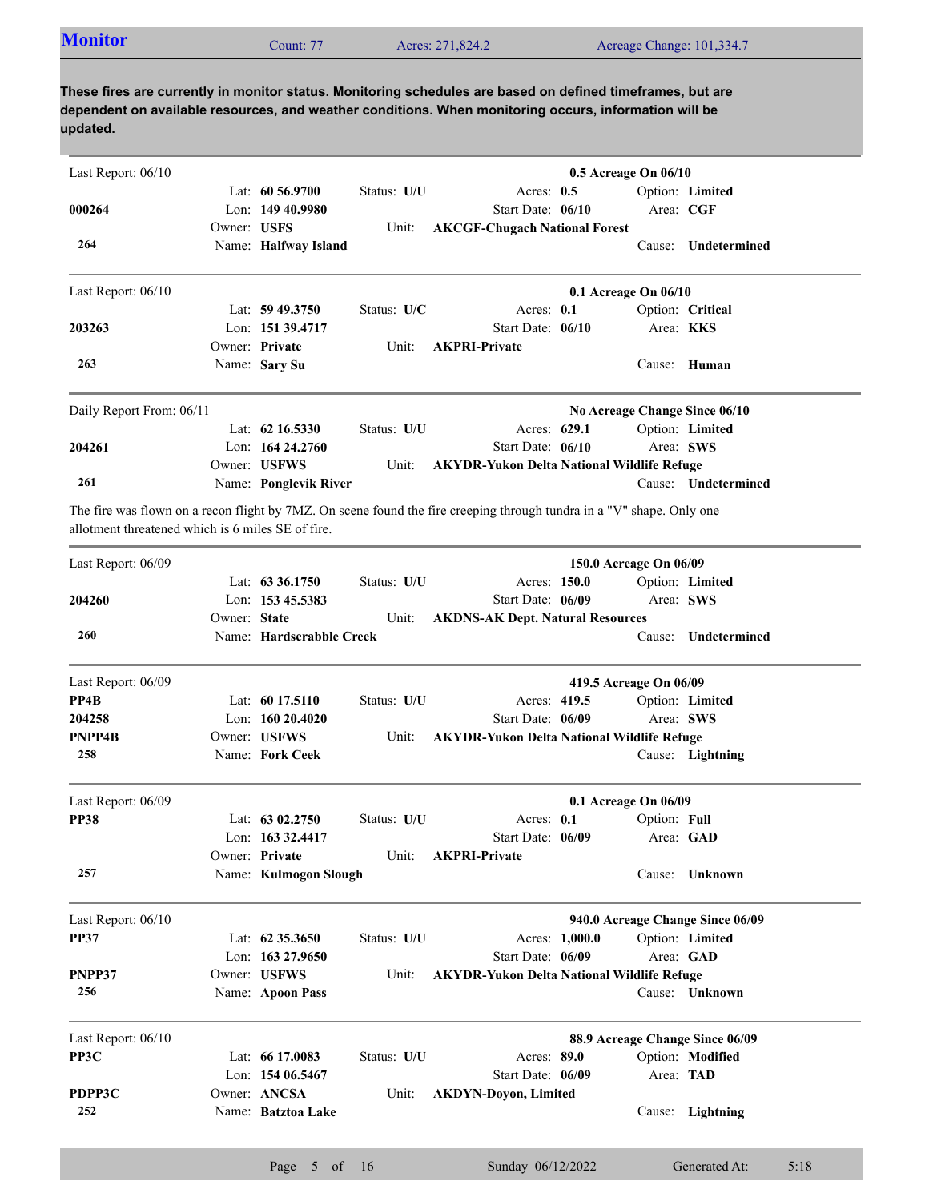## Monitor

Count: 77 | Acres: 271,824.2 | Acreage Change: 101,334.7

**These fires are currently in monitor status. Monitoring schedules are based on defined timeframes, but are dependent on available resources, and weather conditions. When monitoring occurs, information will be updated.**

---

Last Report: 06/10 — **0.5 Acreage On 06/10**

| | | | | | |
|---|---|---|---|---|---|
| | Lat: **60 56.9700** | Status: **U/U** | Acres: **0.5** | Option: **Limited** | |
| **000264** | Lon: **149 40.9980** | | Start Date: **06/10** | Area: **CGF** | |
| | Owner: **USFS** | Unit: | **AKCGF-Chugach National Forest** | | |
| **264** | Name: **Halfway Island** | | | Cause: **Undetermined** | |

---

Last Report: 06/10 — **0.1 Acreage On 06/10**

| | | | | | |
|---|---|---|---|---|---|
| | Lat: **59 49.3750** | Status: **U/C** | Acres: **0.1** | Option: **Critical** | |
| **203263** | Lon: **151 39.4717** | | Start Date: **06/10** | Area: **KKS** | |
| | Owner: **Private** | Unit: | **AKPRI-Private** | | |
| **263** | Name: **Sary Su** | | | Cause: **Human** | |

---

Daily Report From: 06/11 — **No Acreage Change Since 06/10**

| | | | | | |
|---|---|---|---|---|---|
| | Lat: **62 16.5330** | Status: **U/U** | Acres: **629.1** | Option: **Limited** | |
| **204261** | Lon: **164 24.2760** | | Start Date: **06/10** | Area: **SWS** | |
| | Owner: **USFWS** | Unit: | **AKYDR-Yukon Delta National Wildlife Refuge** | | |
| **261** | Name: **Ponglevik River** | | | Cause: **Undetermined** | |

The fire was flown on a recon flight by 7MZ. On scene found the fire creeping through tundra in a "V" shape. Only one allotment threatened which is 6 miles SE of fire.

---

Last Report: 06/09 — **150.0 Acreage On 06/09**

| | | | | | |
|---|---|---|---|---|---|
| | Lat: **63 36.1750** | Status: **U/U** | Acres: **150.0** | Option: **Limited** | |
| **204260** | Lon: **153 45.5383** | | Start Date: **06/09** | Area: **SWS** | |
| | Owner: **State** | Unit: | **AKDNS-AK Dept. Natural Resources** | | |
| **260** | Name: **Hardscrabble Creek** | | | Cause: **Undetermined** | |

---

Last Report: 06/09 — **419.5 Acreage On 06/09**

| | | | | | |
|---|---|---|---|---|---|
| **PP4B** | Lat: **60 17.5110** | Status: **U/U** | Acres: **419.5** | Option: **Limited** | |
| **204258** | Lon: **160 20.4020** | | Start Date: **06/09** | Area: **SWS** | |
| **PNPP4B** | Owner: **USFWS** | Unit: | **AKYDR-Yukon Delta National Wildlife Refuge** | | |
| **258** | Name: **Fork Ceek** | | | Cause: **Lightning** | |

---

Last Report: 06/09 — **0.1 Acreage On 06/09**

| | | | | | |
|---|---|---|---|---|---|
| **PP38** | Lat: **63 02.2750** | Status: **U/U** | Acres: **0.1** | Option: **Full** | |
| | Lon: **163 32.4417** | | Start Date: **06/09** | Area: **GAD** | |
| | Owner: **Private** | Unit: | **AKPRI-Private** | | |
| **257** | Name: **Kulmogon Slough** | | | Cause: **Unknown** | |

---

Last Report: 06/10 — **940.0 Acreage Change Since 06/09**

| | | | | | |
|---|---|---|---|---|---|
| **PP37** | Lat: **62 35.3650** | Status: **U/U** | Acres: **1,000.0** | Option: **Limited** | |
| | Lon: **163 27.9650** | | Start Date: **06/09** | Area: **GAD** | |
| **PNPP37** | Owner: **USFWS** | Unit: | **AKYDR-Yukon Delta National Wildlife Refuge** | | |
| **256** | Name: **Apoon Pass** | | | Cause: **Unknown** | |

---

Last Report: 06/10 — **88.9 Acreage Change Since 06/09**

| | | | | | |
|---|---|---|---|---|---|
| **PP3C** | Lat: **66 17.0083** | Status: **U/U** | Acres: **89.0** | Option: **Modified** | |
| | Lon: **154 06.5467** | | Start Date: **06/09** | Area: **TAD** | |
| **PDPP3C** | Owner: **ANCSA** | Unit: | **AKDYN-Doyon, Limited** | | |
| **252** | Name: **Batztoa Lake** | | | Cause: **Lightning** | |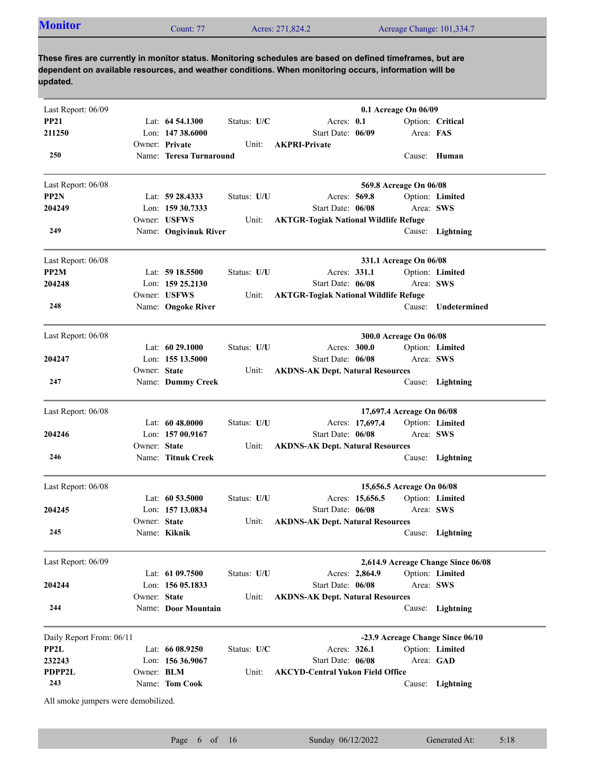## Monitor

Count: 77 | Acres: 271,824.2 | Acreage Change: 101,334.7

**These fires are currently in monitor status. Monitoring schedules are based on defined timeframes, but are dependent on available resources, and weather conditions. When monitoring occurs, information will be updated.**

---

Last Report: 06/09 — **0.1 Acreage On 06/09**

**PP21**
**211250**
**250**

Lat: **64 54.1300** | Status: **U/C** | Acres: **0.1** | Option: **Critical**
Lon: **147 38.6000** | Start Date: **06/09** | Area: **FAS**
Owner: **Private** | Unit: **AKPRI-Private**
Name: **Teresa Turnaround** | Cause: **Human**

---

Last Report: 06/08 — **569.8 Acreage On 06/08**

**PP2N**
**204249**
**249**

Lat: **59 28.4333** | Status: **U/U** | Acres: **569.8** | Option: **Limited**
Lon: **159 30.7333** | Start Date: **06/08** | Area: **SWS**
Owner: **USFWS** | Unit: **AKTGR-Togiak National Wildlife Refuge**
Name: **Ongivinuk River** | Cause: **Lightning**

---

Last Report: 06/08 — **331.1 Acreage On 06/08**

**PP2M**
**204248**
**248**

Lat: **59 18.5500** | Status: **U/U** | Acres: **331.1** | Option: **Limited**
Lon: **159 25.2130** | Start Date: **06/08** | Area: **SWS**
Owner: **USFWS** | Unit: **AKTGR-Togiak National Wildlife Refuge**
Name: **Ongoke River** | Cause: **Undetermined**

---

Last Report: 06/08 — **300.0 Acreage On 06/08**

**204247**
**247**

Lat: **60 29.1000** | Status: **U/U** | Acres: **300.0** | Option: **Limited**
Lon: **155 13.5000** | Start Date: **06/08** | Area: **SWS**
Owner: **State** | Unit: **AKDNS-AK Dept. Natural Resources**
Name: **Dummy Creek** | Cause: **Lightning**

---

Last Report: 06/08 — **17,697.4 Acreage On 06/08**

**204246**
**246**

Lat: **60 48.0000** | Status: **U/U** | Acres: **17,697.4** | Option: **Limited**
Lon: **157 00.9167** | Start Date: **06/08** | Area: **SWS**
Owner: **State** | Unit: **AKDNS-AK Dept. Natural Resources**
Name: **Titnuk Creek** | Cause: **Lightning**

---

Last Report: 06/08 — **15,656.5 Acreage On 06/08**

**204245**
**245**

Lat: **60 53.5000** | Status: **U/U** | Acres: **15,656.5** | Option: **Limited**
Lon: **157 13.0834** | Start Date: **06/08** | Area: **SWS**
Owner: **State** | Unit: **AKDNS-AK Dept. Natural Resources**
Name: **Kiknik** | Cause: **Lightning**

---

Last Report: 06/09 — **2,614.9 Acreage Change Since 06/08**

**204244**
**244**

Lat: **61 09.7500** | Status: **U/U** | Acres: **2,864.9** | Option: **Limited**
Lon: **156 05.1833** | Start Date: **06/08** | Area: **SWS**
Owner: **State** | Unit: **AKDNS-AK Dept. Natural Resources**
Name: **Door Mountain** | Cause: **Lightning**

---

Daily Report From: 06/11 — **-23.9 Acreage Change Since 06/10**

**PP2L**
**232243**
**PDPP2L**
**243**

Lat: **66 08.9250** | Status: **U/C** | Acres: **326.1** | Option: **Limited**
Lon: **156 36.9067** | Start Date: **06/08** | Area: **GAD**
Owner: **BLM** | Unit: **AKCYD-Central Yukon Field Office**
Name: **Tom Cook** | Cause: **Lightning**

All smoke jumpers were demobilized.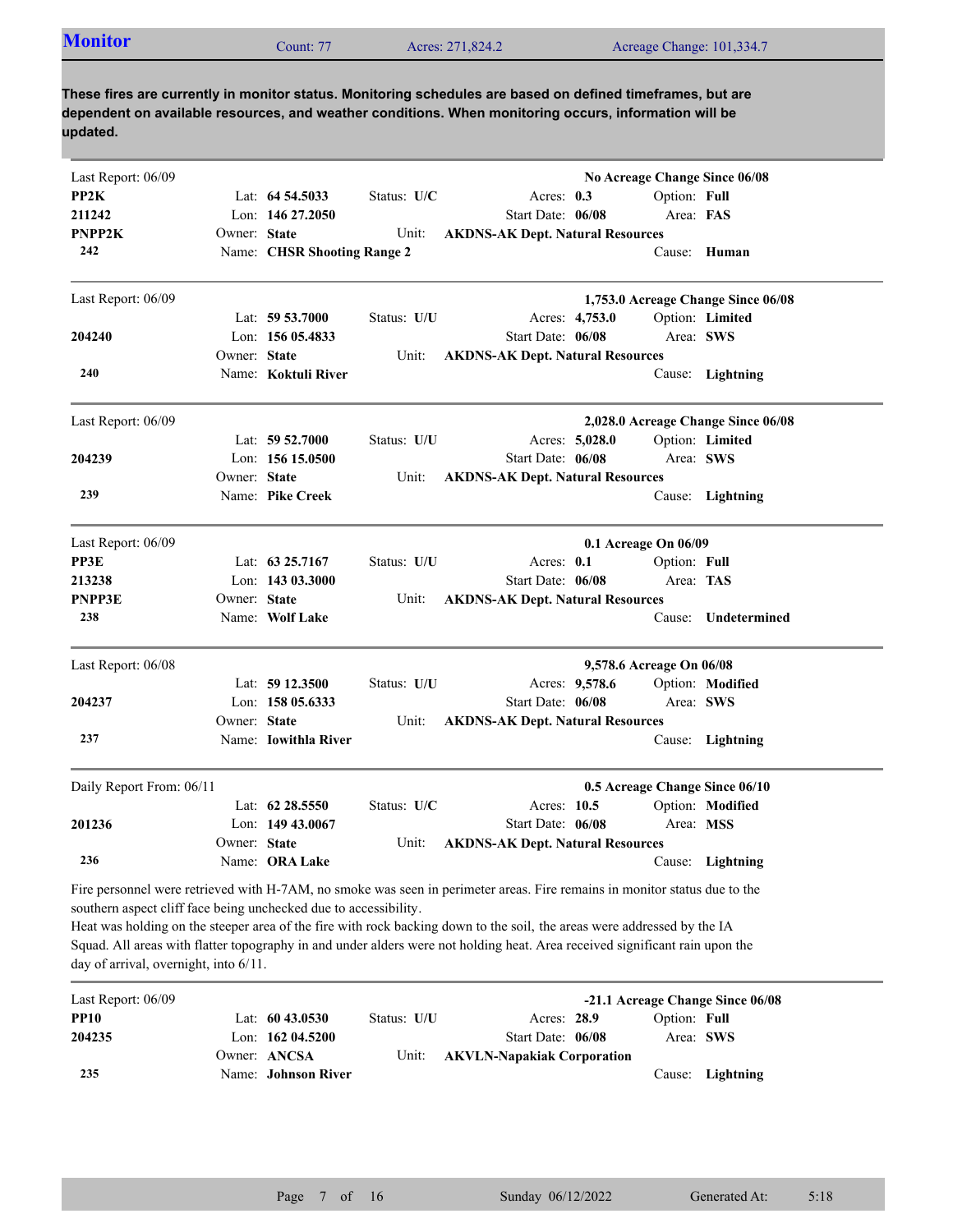## Monitor

Count: 77 | Acres: 271,824.2 | Acreage Change: 101,334.7

**These fires are currently in monitor status. Monitoring schedules are based on defined timeframes, but are dependent on available resources, and weather conditions. When monitoring occurs, information will be updated.**

---

Last Report: 06/09 — **No Acreage Change Since 06/08**

| | | | | | |
|---|---|---|---|---|---|
| **PP2K** | Lat: **64 54.5033** | Status: **U/C** | Acres: **0.3** | Option: **Full** | |
| **211242** | Lon: **146 27.2050** | | Start Date: **06/08** | Area: **FAS** | |
| **PNPP2K** | Owner: **State** | Unit: | **AKDNS-AK Dept. Natural Resources** | | |
| **242** | Name: **CHSR Shooting Range 2** | | | Cause: **Human** | |

---

Last Report: 06/09 — **1,753.0 Acreage Change Since 06/08**

| | | | | | |
|---|---|---|---|---|---|
| | Lat: **59 53.7000** | Status: **U/U** | Acres: **4,753.0** | Option: **Limited** | |
| **204240** | Lon: **156 05.4833** | | Start Date: **06/08** | Area: **SWS** | |
| | Owner: **State** | Unit: | **AKDNS-AK Dept. Natural Resources** | | |
| **240** | Name: **Koktuli River** | | | Cause: **Lightning** | |

---

Last Report: 06/09 — **2,028.0 Acreage Change Since 06/08**

| | | | | | |
|---|---|---|---|---|---|
| | Lat: **59 52.7000** | Status: **U/U** | Acres: **5,028.0** | Option: **Limited** | |
| **204239** | Lon: **156 15.0500** | | Start Date: **06/08** | Area: **SWS** | |
| | Owner: **State** | Unit: | **AKDNS-AK Dept. Natural Resources** | | |
| **239** | Name: **Pike Creek** | | | Cause: **Lightning** | |

---

Last Report: 06/09 — **0.1 Acreage On 06/09**

| | | | | | |
|---|---|---|---|---|---|
| **PP3E** | Lat: **63 25.7167** | Status: **U/U** | Acres: **0.1** | Option: **Full** | |
| **213238** | Lon: **143 03.3000** | | Start Date: **06/08** | Area: **TAS** | |
| **PNPP3E** | Owner: **State** | Unit: | **AKDNS-AK Dept. Natural Resources** | | |
| **238** | Name: **Wolf Lake** | | | Cause: **Undetermined** | |

---

Last Report: 06/08 — **9,578.6 Acreage On 06/08**

| | | | | | |
|---|---|---|---|---|---|
| | Lat: **59 12.3500** | Status: **U/U** | Acres: **9,578.6** | Option: **Modified** | |
| **204237** | Lon: **158 05.6333** | | Start Date: **06/08** | Area: **SWS** | |
| | Owner: **State** | Unit: | **AKDNS-AK Dept. Natural Resources** | | |
| **237** | Name: **Iowithla River** | | | Cause: **Lightning** | |

---

Daily Report From: 06/11 — **0.5 Acreage Change Since 06/10**

| | | | | | |
|---|---|---|---|---|---|
| | Lat: **62 28.5550** | Status: **U/C** | Acres: **10.5** | Option: **Modified** | |
| **201236** | Lon: **149 43.0067** | | Start Date: **06/08** | Area: **MSS** | |
| | Owner: **State** | Unit: | **AKDNS-AK Dept. Natural Resources** | | |
| **236** | Name: **ORA Lake** | | | Cause: **Lightning** | |

Fire personnel were retrieved with H-7AM, no smoke was seen in perimeter areas. Fire remains in monitor status due to the southern aspect cliff face being unchecked due to accessibility.
Heat was holding on the steeper area of the fire with rock backing down to the soil, the areas were addressed by the IA Squad. All areas with flatter topography in and under alders were not holding heat. Area received significant rain upon the day of arrival, overnight, into 6/11.

---

Last Report: 06/09 — **-21.1 Acreage Change Since 06/08**

| | | | | | |
|---|---|---|---|---|---|
| **PP10** | Lat: **60 43.0530** | Status: **U/U** | Acres: **28.9** | Option: **Full** | |
| **204235** | Lon: **162 04.5200** | | Start Date: **06/08** | Area: **SWS** | |
| | Owner: **ANCSA** | Unit: | **AKVLN-Napakiak Corporation** | | |
| **235** | Name: **Johnson River** | | | Cause: **Lightning** | |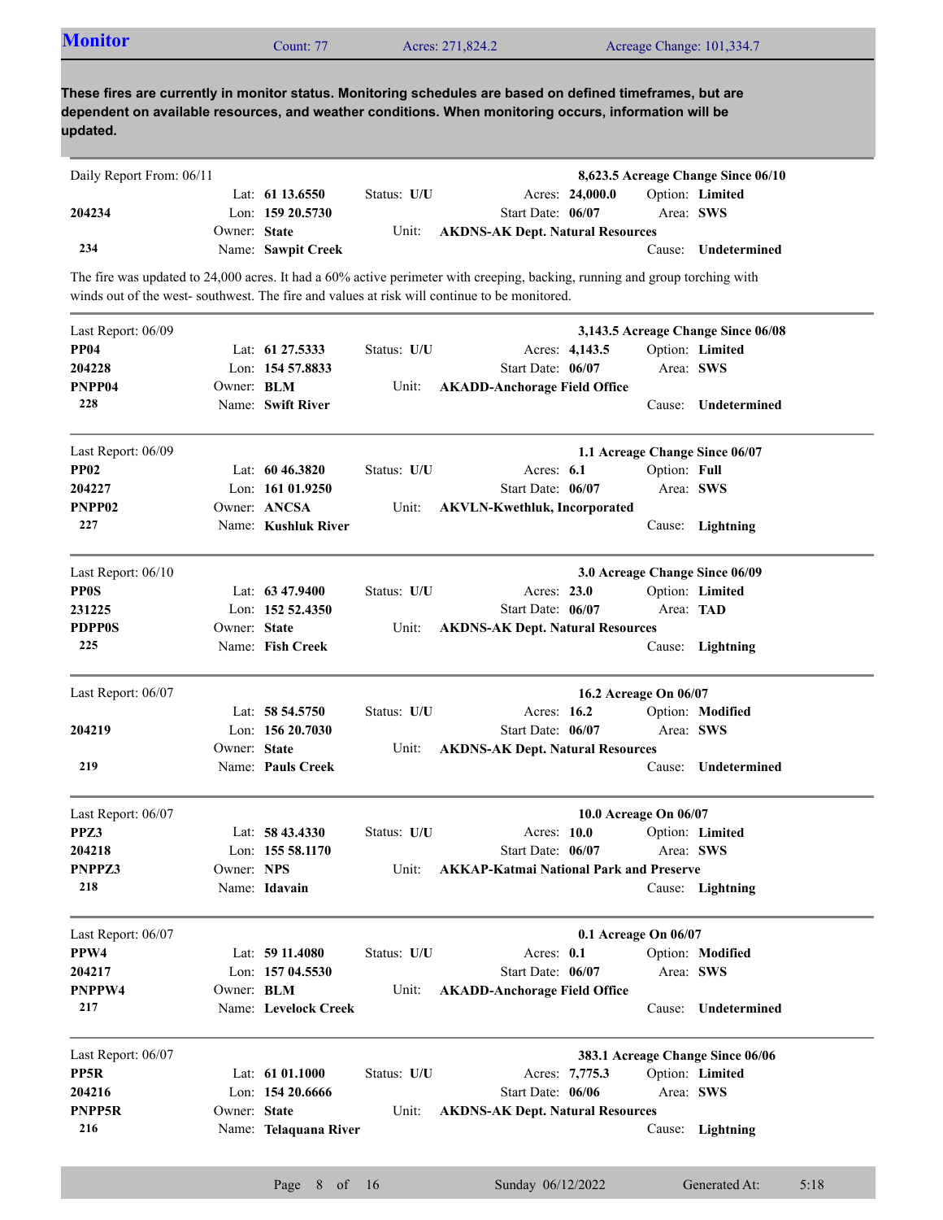## Monitor

Count: 77 | Acres: 271,824.2 | Acreage Change: 101,334.7

**These fires are currently in monitor status. Monitoring schedules are based on defined timeframes, but are dependent on available resources, and weather conditions. When monitoring occurs, information will be updated.**

---

Daily Report From: 06/11 — **8,623.5 Acreage Change Since 06/10**

| | | | |
|---|---|---|---|
| | Lat: **61 13.6550** | Status: **U/U** | Acres: **24,000.0** | Option: **Limited** |
| **204234** | Lon: **159 20.5730** | | Start Date: **06/07** | Area: **SWS** |
| | Owner: **State** | Unit: | **AKDNS-AK Dept. Natural Resources** | |
| **234** | Name: **Sawpit Creek** | | | Cause: **Undetermined** |

The fire was updated to 24,000 acres. It had a 60% active perimeter with creeping, backing, running and group torching with winds out of the west- southwest. The fire and values at risk will continue to be monitored.

---

Last Report: 06/09 — **3,143.5 Acreage Change Since 06/08**

| | | | | |
|---|---|---|---|---|
| **PP04** | Lat: **61 27.5333** | Status: **U/U** | Acres: **4,143.5** | Option: **Limited** |
| **204228** | Lon: **154 57.8833** | | Start Date: **06/07** | Area: **SWS** |
| **PNPP04** | Owner: **BLM** | Unit: | **AKADD-Anchorage Field Office** | |
| **228** | Name: **Swift River** | | | Cause: **Undetermined** |

---

Last Report: 06/09 — **1.1 Acreage Change Since 06/07**

| | | | | |
|---|---|---|---|---|
| **PP02** | Lat: **60 46.3820** | Status: **U/U** | Acres: **6.1** | Option: **Full** |
| **204227** | Lon: **161 01.9250** | | Start Date: **06/07** | Area: **SWS** |
| **PNPP02** | Owner: **ANCSA** | Unit: | **AKVLN-Kwethluk, Incorporated** | |
| **227** | Name: **Kushluk River** | | | Cause: **Lightning** |

---

Last Report: 06/10 — **3.0 Acreage Change Since 06/09**

| | | | | |
|---|---|---|---|---|
| **PP0S** | Lat: **63 47.9400** | Status: **U/U** | Acres: **23.0** | Option: **Limited** |
| **231225** | Lon: **152 52.4350** | | Start Date: **06/07** | Area: **TAD** |
| **PDPP0S** | Owner: **State** | Unit: | **AKDNS-AK Dept. Natural Resources** | |
| **225** | Name: **Fish Creek** | | | Cause: **Lightning** |

---

Last Report: 06/07 — **16.2 Acreage On 06/07**

| | | | | |
|---|---|---|---|---|
| | Lat: **58 54.5750** | Status: **U/U** | Acres: **16.2** | Option: **Modified** |
| **204219** | Lon: **156 20.7030** | | Start Date: **06/07** | Area: **SWS** |
| | Owner: **State** | Unit: | **AKDNS-AK Dept. Natural Resources** | |
| **219** | Name: **Pauls Creek** | | | Cause: **Undetermined** |

---

Last Report: 06/07 — **10.0 Acreage On 06/07**

| | | | | |
|---|---|---|---|---|
| **PPZ3** | Lat: **58 43.4330** | Status: **U/U** | Acres: **10.0** | Option: **Limited** |
| **204218** | Lon: **155 58.1170** | | Start Date: **06/07** | Area: **SWS** |
| **PNPPZ3** | Owner: **NPS** | Unit: | **AKKAP-Katmai National Park and Preserve** | |
| **218** | Name: **Idavain** | | | Cause: **Lightning** |

---

Last Report: 06/07 — **0.1 Acreage On 06/07**

| | | | | |
|---|---|---|---|---|
| **PPW4** | Lat: **59 11.4080** | Status: **U/U** | Acres: **0.1** | Option: **Modified** |
| **204217** | Lon: **157 04.5530** | | Start Date: **06/07** | Area: **SWS** |
| **PNPPW4** | Owner: **BLM** | Unit: | **AKADD-Anchorage Field Office** | |
| **217** | Name: **Levelock Creek** | | | Cause: **Undetermined** |

---

Last Report: 06/07 — **383.1 Acreage Change Since 06/06**

| | | | | |
|---|---|---|---|---|
| **PP5R** | Lat: **61 01.1000** | Status: **U/U** | Acres: **7,775.3** | Option: **Limited** |
| **204216** | Lon: **154 20.6666** | | Start Date: **06/06** | Area: **SWS** |
| **PNPP5R** | Owner: **State** | Unit: | **AKDNS-AK Dept. Natural Resources** | |
| **216** | Name: **Telaquana River** | | | Cause: **Lightning** |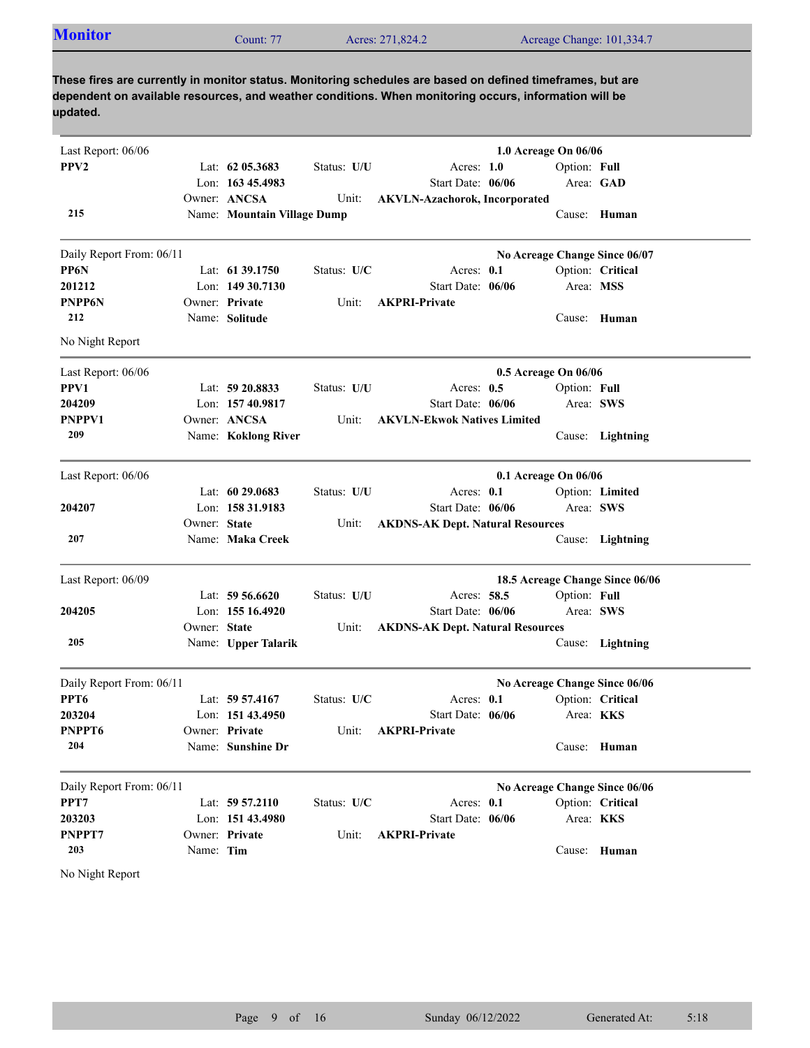## Monitor

Count: 77 | Acres: 271,824.2 | Acreage Change: 101,334.7

**These fires are currently in monitor status. Monitoring schedules are based on defined timeframes, but are dependent on available resources, and weather conditions. When monitoring occurs, information will be updated.**

---

Last Report: 06/06 — **1.0 Acreage On 06/06**

**PPV2**

**215**

| | | | |
|---|---|---|---|
| Lat: **62 05.3683** | Status: **U/U** | Acres: **1.0** | Option: **Full** |
| Lon: **163 45.4983** | | Start Date: **06/06** | Area: **GAD** |
| Owner: **ANCSA** | Unit: **AKVLN-Azachorok, Incorporated** | | |
| Name: **Mountain Village Dump** | | | Cause: **Human** |

---

Daily Report From: 06/11 — **No Acreage Change Since 06/07**

**PP6N**
**201212**
**PNPP6N**
**212**

| | | | |
|---|---|---|---|
| Lat: **61 39.1750** | Status: **U/C** | Acres: **0.1** | Option: **Critical** |
| Lon: **149 30.7130** | | Start Date: **06/06** | Area: **MSS** |
| Owner: **Private** | Unit: **AKPRI-Private** | | |
| Name: **Solitude** | | | Cause: **Human** |

No Night Report

---

Last Report: 06/06 — **0.5 Acreage On 06/06**

**PPV1**
**204209**
**PNPPV1**
**209**

| | | | |
|---|---|---|---|
| Lat: **59 20.8833** | Status: **U/U** | Acres: **0.5** | Option: **Full** |
| Lon: **157 40.9817** | | Start Date: **06/06** | Area: **SWS** |
| Owner: **ANCSA** | Unit: **AKVLN-Ekwok Natives Limited** | | |
| Name: **Koklong River** | | | Cause: **Lightning** |

---

Last Report: 06/06 — **0.1 Acreage On 06/06**

**204207**
**207**

| | | | |
|---|---|---|---|
| Lat: **60 29.0683** | Status: **U/U** | Acres: **0.1** | Option: **Limited** |
| Lon: **158 31.9183** | | Start Date: **06/06** | Area: **SWS** |
| Owner: **State** | Unit: **AKDNS-AK Dept. Natural Resources** | | |
| Name: **Maka Creek** | | | Cause: **Lightning** |

---

Last Report: 06/09 — **18.5 Acreage Change Since 06/06**

**204205**
**205**

| | | | |
|---|---|---|---|
| Lat: **59 56.6620** | Status: **U/U** | Acres: **58.5** | Option: **Full** |
| Lon: **155 16.4920** | | Start Date: **06/06** | Area: **SWS** |
| Owner: **State** | Unit: **AKDNS-AK Dept. Natural Resources** | | |
| Name: **Upper Talarik** | | | Cause: **Lightning** |

---

Daily Report From: 06/11 — **No Acreage Change Since 06/06**

**PPT6**
**203204**
**PNPPT6**
**204**

| | | | |
|---|---|---|---|
| Lat: **59 57.4167** | Status: **U/C** | Acres: **0.1** | Option: **Critical** |
| Lon: **151 43.4950** | | Start Date: **06/06** | Area: **KKS** |
| Owner: **Private** | Unit: **AKPRI-Private** | | |
| Name: **Sunshine Dr** | | | Cause: **Human** |

---

Daily Report From: 06/11 — **No Acreage Change Since 06/06**

**PPT7**
**203203**
**PNPPT7**
**203**

| | | | |
|---|---|---|---|
| Lat: **59 57.2110** | Status: **U/C** | Acres: **0.1** | Option: **Critical** |
| Lon: **151 43.4980** | | Start Date: **06/06** | Area: **KKS** |
| Owner: **Private** | Unit: **AKPRI-Private** | | |
| Name: **Tim** | | | Cause: **Human** |

No Night Report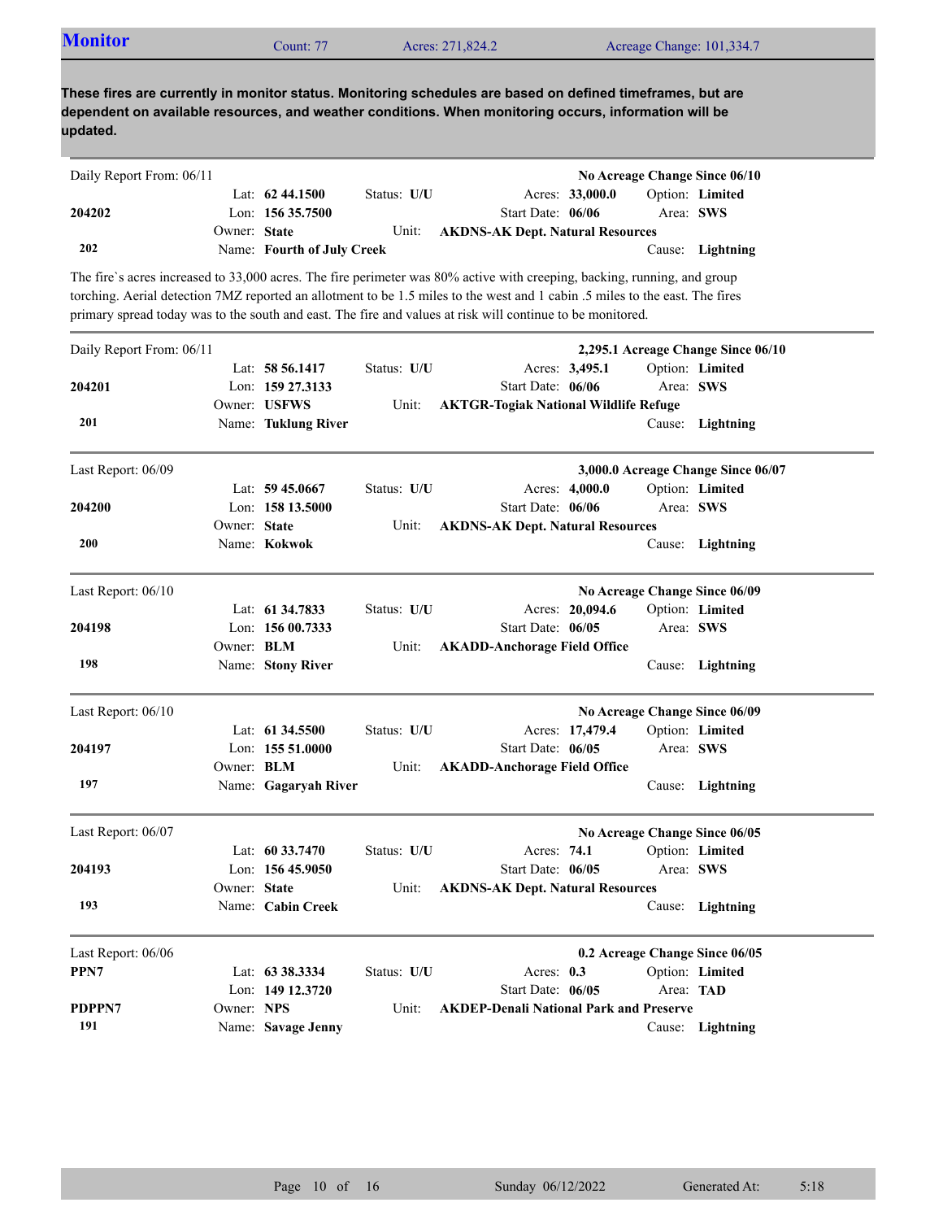## Monitor

Count: 77 | Acres: 271,824.2 | Acreage Change: 101,334.7

**These fires are currently in monitor status. Monitoring schedules are based on defined timeframes, but are dependent on available resources, and weather conditions. When monitoring occurs, information will be updated.**

---

Daily Report From: 06/11 — **No Acreage Change Since 06/10**

| | | | | |
|---|---|---|---|---|
| | Lat: **62 44.1500** | Status: **U/U** | Acres: **33,000.0** | Option: **Limited** |
| **204202** | Lon: **156 35.7500** | | Start Date: **06/06** | Area: **SWS** |
| | Owner: **State** | Unit: | **AKDNS-AK Dept. Natural Resources** | |
| **202** | Name: **Fourth of July Creek** | | | Cause: **Lightning** |

The fire`s acres increased to 33,000 acres. The fire perimeter was 80% active with creeping, backing, running, and group torching. Aerial detection 7MZ reported an allotment to be 1.5 miles to the west and 1 cabin .5 miles to the east. The fires primary spread today was to the south and east. The fire and values at risk will continue to be monitored.

---

Daily Report From: 06/11 — **2,295.1 Acreage Change Since 06/10**

| | | | | |
|---|---|---|---|---|
| | Lat: **58 56.1417** | Status: **U/U** | Acres: **3,495.1** | Option: **Limited** |
| **204201** | Lon: **159 27.3133** | | Start Date: **06/06** | Area: **SWS** |
| | Owner: **USFWS** | Unit: | **AKTGR-Togiak National Wildlife Refuge** | |
| **201** | Name: **Tuklung River** | | | Cause: **Lightning** |

---

Last Report: 06/09 — **3,000.0 Acreage Change Since 06/07**

| | | | | |
|---|---|---|---|---|
| | Lat: **59 45.0667** | Status: **U/U** | Acres: **4,000.0** | Option: **Limited** |
| **204200** | Lon: **158 13.5000** | | Start Date: **06/06** | Area: **SWS** |
| | Owner: **State** | Unit: | **AKDNS-AK Dept. Natural Resources** | |
| **200** | Name: **Kokwok** | | | Cause: **Lightning** |

---

Last Report: 06/10 — **No Acreage Change Since 06/09**

| | | | | |
|---|---|---|---|---|
| | Lat: **61 34.7833** | Status: **U/U** | Acres: **20,094.6** | Option: **Limited** |
| **204198** | Lon: **156 00.7333** | | Start Date: **06/05** | Area: **SWS** |
| | Owner: **BLM** | Unit: | **AKADD-Anchorage Field Office** | |
| **198** | Name: **Stony River** | | | Cause: **Lightning** |

---

Last Report: 06/10 — **No Acreage Change Since 06/09**

| | | | | |
|---|---|---|---|---|
| | Lat: **61 34.5500** | Status: **U/U** | Acres: **17,479.4** | Option: **Limited** |
| **204197** | Lon: **155 51.0000** | | Start Date: **06/05** | Area: **SWS** |
| | Owner: **BLM** | Unit: | **AKADD-Anchorage Field Office** | |
| **197** | Name: **Gagaryah River** | | | Cause: **Lightning** |

---

Last Report: 06/07 — **No Acreage Change Since 06/05**

| | | | | |
|---|---|---|---|---|
| | Lat: **60 33.7470** | Status: **U/U** | Acres: **74.1** | Option: **Limited** |
| **204193** | Lon: **156 45.9050** | | Start Date: **06/05** | Area: **SWS** |
| | Owner: **State** | Unit: | **AKDNS-AK Dept. Natural Resources** | |
| **193** | Name: **Cabin Creek** | | | Cause: **Lightning** |

---

Last Report: 06/06 — **0.2 Acreage Change Since 06/05**

| | | | | |
|---|---|---|---|---|
| **PPN7** | Lat: **63 38.3334** | Status: **U/U** | Acres: **0.3** | Option: **Limited** |
| | Lon: **149 12.3720** | | Start Date: **06/05** | Area: **TAD** |
| **PDPPN7** | Owner: **NPS** | Unit: | **AKDEP-Denali National Park and Preserve** | |
| **191** | Name: **Savage Jenny** | | | Cause: **Lightning** |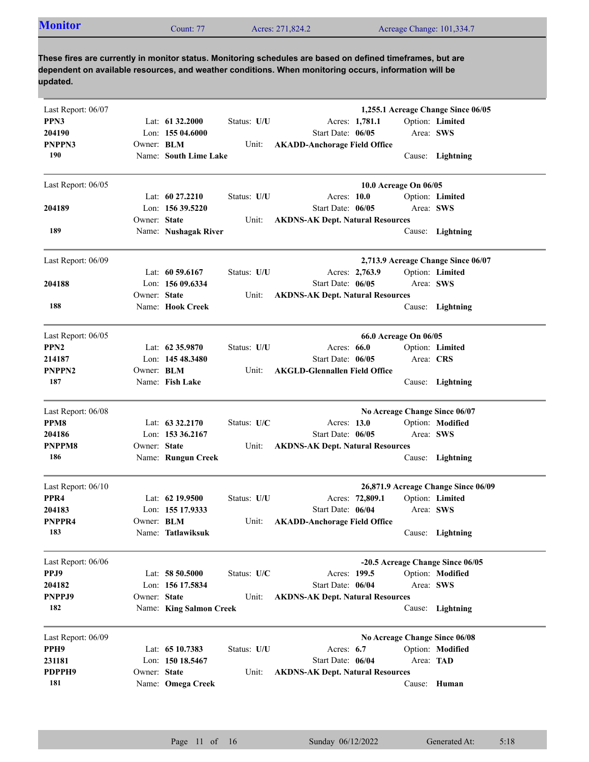## Monitor

Count: 77 | Acres: 271,824.2 | Acreage Change: 101,334.7

**These fires are currently in monitor status. Monitoring schedules are based on defined timeframes, but are dependent on available resources, and weather conditions. When monitoring occurs, information will be updated.**

---

Last Report: 06/07 — **1,255.1 Acreage Change Since 06/05**

**PPN3**
**204190**
**PNPPN3**
**190**

Lat: **61 32.2000** | Lon: **155 04.6000** | Owner: **BLM** | Name: **South Lime Lake**
Status: **U/U** | Unit: **AKADD-Anchorage Field Office**
Acres: **1,781.1** | Start Date: **06/05**
Option: **Limited** | Area: **SWS** | Cause: **Lightning**

---

Last Report: 06/05 — **10.0 Acreage On 06/05**

**204189**
**189**

Lat: **60 27.2210** | Lon: **156 39.5220** | Owner: **State** | Name: **Nushagak River**
Status: **U/U** | Unit: **AKDNS-AK Dept. Natural Resources**
Acres: **10.0** | Start Date: **06/05**
Option: **Limited** | Area: **SWS** | Cause: **Lightning**

---

Last Report: 06/09 — **2,713.9 Acreage Change Since 06/07**

**204188**
**188**

Lat: **60 59.6167** | Lon: **156 09.6334** | Owner: **State** | Name: **Hook Creek**
Status: **U/U** | Unit: **AKDNS-AK Dept. Natural Resources**
Acres: **2,763.9** | Start Date: **06/05**
Option: **Limited** | Area: **SWS** | Cause: **Lightning**

---

Last Report: 06/05 — **66.0 Acreage On 06/05**

**PPN2**
**214187**
**PNPPN2**
**187**

Lat: **62 35.9870** | Lon: **145 48.3480** | Owner: **BLM** | Name: **Fish Lake**
Status: **U/U** | Unit: **AKGLD-Glennallen Field Office**
Acres: **66.0** | Start Date: **06/05**
Option: **Limited** | Area: **CRS** | Cause: **Lightning**

---

Last Report: 06/08 — **No Acreage Change Since 06/07**

**PPM8**
**204186**
**PNPPM8**
**186**

Lat: **63 32.2170** | Lon: **153 36.2167** | Owner: **State** | Name: **Rungun Creek**
Status: **U/C** | Unit: **AKDNS-AK Dept. Natural Resources**
Acres: **13.0** | Start Date: **06/05**
Option: **Modified** | Area: **SWS** | Cause: **Lightning**

---

Last Report: 06/10 — **26,871.9 Acreage Change Since 06/09**

**PPR4**
**204183**
**PNPPR4**
**183**

Lat: **62 19.9500** | Lon: **155 17.9333** | Owner: **BLM** | Name: **Tatlawiksuk**
Status: **U/U** | Unit: **AKADD-Anchorage Field Office**
Acres: **72,809.1** | Start Date: **06/04**
Option: **Limited** | Area: **SWS** | Cause: **Lightning**

---

Last Report: 06/06 — **-20.5 Acreage Change Since 06/05**

**PPJ9**
**204182**
**PNPPJ9**
**182**

Lat: **58 50.5000** | Lon: **156 17.5834** | Owner: **State** | Name: **King Salmon Creek**
Status: **U/C** | Unit: **AKDNS-AK Dept. Natural Resources**
Acres: **199.5** | Start Date: **06/04**
Option: **Modified** | Area: **SWS** | Cause: **Lightning**

---

Last Report: 06/09 — **No Acreage Change Since 06/08**

**PPH9**
**231181**
**PDPPH9**
**181**

Lat: **65 10.7383** | Lon: **150 18.5467** | Owner: **State** | Name: **Omega Creek**
Status: **U/U** | Unit: **AKDNS-AK Dept. Natural Resources**
Acres: **6.7** | Start Date: **06/04**
Option: **Modified** | Area: **TAD** | Cause: **Human**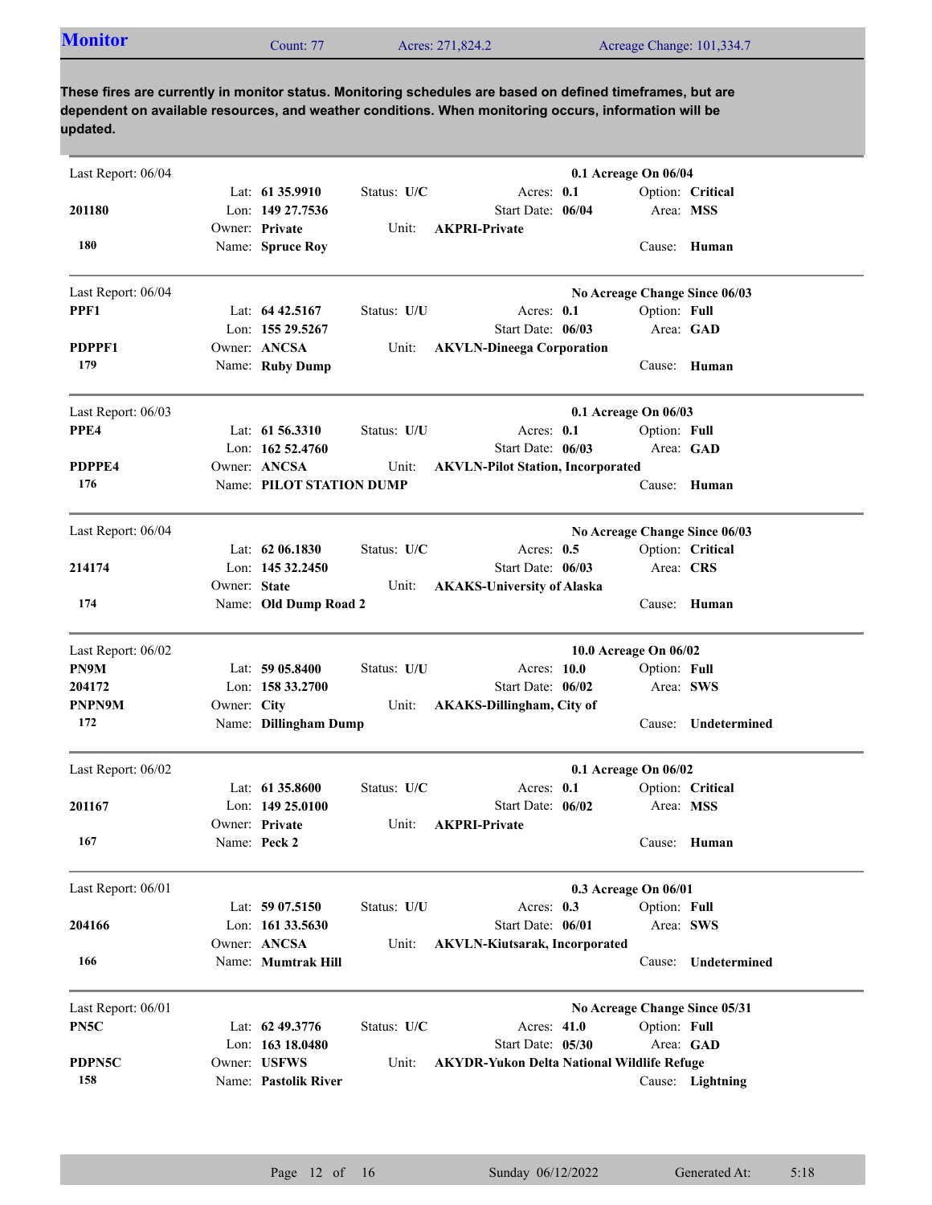## Monitor

Count: 77 | Acres: 271,824.2 | Acreage Change: 101,334.7

**These fires are currently in monitor status. Monitoring schedules are based on defined timeframes, but are dependent on available resources, and weather conditions. When monitoring occurs, information will be updated.**

---

Last Report: 06/04 — **0.1 Acreage On 06/04**

| | | | | |
|---|---|---|---|---|
| | Lat: **61 35.9910** | Status: **U/C** | Acres: **0.1** | Option: **Critical** |
| **201180** | Lon: **149 27.7536** | | Start Date: **06/04** | Area: **MSS** |
| | Owner: **Private** | Unit: **AKPRI-Private** | | |
| **180** | Name: **Spruce Roy** | | | Cause: **Human** |

---

Last Report: 06/04 — **No Acreage Change Since 06/03**

| | | | | |
|---|---|---|---|---|
| **PPF1** | Lat: **64 42.5167** | Status: **U/U** | Acres: **0.1** | Option: **Full** |
| | Lon: **155 29.5267** | | Start Date: **06/03** | Area: **GAD** |
| **PDPPF1** | Owner: **ANCSA** | Unit: **AKVLN-Dineega Corporation** | | |
| **179** | Name: **Ruby Dump** | | | Cause: **Human** |

---

Last Report: 06/03 — **0.1 Acreage On 06/03**

| | | | | |
|---|---|---|---|---|
| **PPE4** | Lat: **61 56.3310** | Status: **U/U** | Acres: **0.1** | Option: **Full** |
| | Lon: **162 52.4760** | | Start Date: **06/03** | Area: **GAD** |
| **PDPPE4** | Owner: **ANCSA** | Unit: **AKVLN-Pilot Station, Incorporated** | | |
| **176** | Name: **PILOT STATION DUMP** | | | Cause: **Human** |

---

Last Report: 06/04 — **No Acreage Change Since 06/03**

| | | | | |
|---|---|---|---|---|
| | Lat: **62 06.1830** | Status: **U/C** | Acres: **0.5** | Option: **Critical** |
| **214174** | Lon: **145 32.2450** | | Start Date: **06/03** | Area: **CRS** |
| | Owner: **State** | Unit: **AKAKS-University of Alaska** | | |
| **174** | Name: **Old Dump Road 2** | | | Cause: **Human** |

---

Last Report: 06/02 — **10.0 Acreage On 06/02**

| | | | | |
|---|---|---|---|---|
| **PN9M** | Lat: **59 05.8400** | Status: **U/U** | Acres: **10.0** | Option: **Full** |
| **204172** | Lon: **158 33.2700** | | Start Date: **06/02** | Area: **SWS** |
| **PNPN9M** | Owner: **City** | Unit: **AKAKS-Dillingham, City of** | | |
| **172** | Name: **Dillingham Dump** | | | Cause: **Undetermined** |

---

Last Report: 06/02 — **0.1 Acreage On 06/02**

| | | | | |
|---|---|---|---|---|
| | Lat: **61 35.8600** | Status: **U/C** | Acres: **0.1** | Option: **Critical** |
| **201167** | Lon: **149 25.0100** | | Start Date: **06/02** | Area: **MSS** |
| | Owner: **Private** | Unit: **AKPRI-Private** | | |
| **167** | Name: **Peck 2** | | | Cause: **Human** |

---

Last Report: 06/01 — **0.3 Acreage On 06/01**

| | | | | |
|---|---|---|---|---|
| | Lat: **59 07.5150** | Status: **U/U** | Acres: **0.3** | Option: **Full** |
| **204166** | Lon: **161 33.5630** | | Start Date: **06/01** | Area: **SWS** |
| | Owner: **ANCSA** | Unit: **AKVLN-Kiutsarak, Incorporated** | | |
| **166** | Name: **Mumtrak Hill** | | | Cause: **Undetermined** |

---

Last Report: 06/01 — **No Acreage Change Since 05/31**

| | | | | |
|---|---|---|---|---|
| **PN5C** | Lat: **62 49.3776** | Status: **U/C** | Acres: **41.0** | Option: **Full** |
| | Lon: **163 18.0480** | | Start Date: **05/30** | Area: **GAD** |
| **PDPN5C** | Owner: **USFWS** | Unit: **AKYDR-Yukon Delta National Wildlife Refuge** | | |
| **158** | Name: **Pastolik River** | | | Cause: **Lightning** |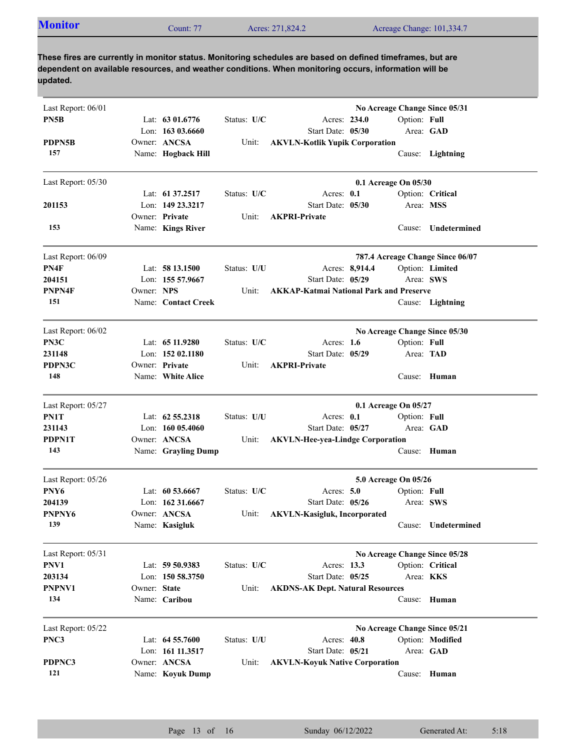## Monitor

Count: 77 | Acres: 271,824.2 | Acreage Change: 101,334.7

**These fires are currently in monitor status. Monitoring schedules are based on defined timeframes, but are dependent on available resources, and weather conditions. When monitoring occurs, information will be updated.**

---

Last Report: 06/01 — **No Acreage Change Since 05/31**

**PN5B**
Lat: **63 01.6776** | Status: **U/C** | Acres: **234.0** | Option: **Full**
Lon: **163 03.6660** | Start Date: **05/30** | Area: **GAD**
**PDPN5B** | Owner: **ANCSA** | Unit: **AKVLN-Kotlik Yupik Corporation**
**157** | Name: **Hogback Hill** | Cause: **Lightning**

---

Last Report: 05/30 — **0.1 Acreage On 05/30**

Lat: **61 37.2517** | Status: **U/C** | Acres: **0.1** | Option: **Critical**
**201153** | Lon: **149 23.3217** | Start Date: **05/30** | Area: **MSS**
Owner: **Private** | Unit: **AKPRI-Private**
**153** | Name: **Kings River** | Cause: **Undetermined**

---

Last Report: 06/09 — **787.4 Acreage Change Since 06/07**

**PN4F** | Lat: **58 13.1500** | Status: **U/U** | Acres: **8,914.4** | Option: **Limited**
**204151** | Lon: **155 57.9667** | Start Date: **05/29** | Area: **SWS**
**PNPN4F** | Owner: **NPS** | Unit: **AKKAP-Katmai National Park and Preserve**
**151** | Name: **Contact Creek** | Cause: **Lightning**

---

Last Report: 06/02 — **No Acreage Change Since 05/30**

**PN3C** | Lat: **65 11.9280** | Status: **U/C** | Acres: **1.6** | Option: **Full**
**231148** | Lon: **152 02.1180** | Start Date: **05/29** | Area: **TAD**
**PDPN3C** | Owner: **Private** | Unit: **AKPRI-Private**
**148** | Name: **White Alice** | Cause: **Human**

---

Last Report: 05/27 — **0.1 Acreage On 05/27**

**PN1T** | Lat: **62 55.2318** | Status: **U/U** | Acres: **0.1** | Option: **Full**
**231143** | Lon: **160 05.4060** | Start Date: **05/27** | Area: **GAD**
**PDPN1T** | Owner: **ANCSA** | Unit: **AKVLN-Hee-yea-Lindge Corporation**
**143** | Name: **Grayling Dump** | Cause: **Human**

---

Last Report: 05/26 — **5.0 Acreage On 05/26**

**PNY6** | Lat: **60 53.6667** | Status: **U/C** | Acres: **5.0** | Option: **Full**
**204139** | Lon: **162 31.6667** | Start Date: **05/26** | Area: **SWS**
**PNPNY6** | Owner: **ANCSA** | Unit: **AKVLN-Kasigluk, Incorporated**
**139** | Name: **Kasigluk** | Cause: **Undetermined**

---

Last Report: 05/31 — **No Acreage Change Since 05/28**

**PNV1** | Lat: **59 50.9383** | Status: **U/C** | Acres: **13.3** | Option: **Critical**
**203134** | Lon: **150 58.3750** | Start Date: **05/25** | Area: **KKS**
**PNPNV1** | Owner: **State** | Unit: **AKDNS-AK Dept. Natural Resources**
**134** | Name: **Caribou** | Cause: **Human**

---

Last Report: 05/22 — **No Acreage Change Since 05/21**

**PNC3** | Lat: **64 55.7600** | Status: **U/U** | Acres: **40.8** | Option: **Modified**
Lon: **161 11.3517** | Start Date: **05/21** | Area: **GAD**
**PDPNC3** | Owner: **ANCSA** | Unit: **AKVLN-Koyuk Native Corporation**
**121** | Name: **Koyuk Dump** | Cause: **Human**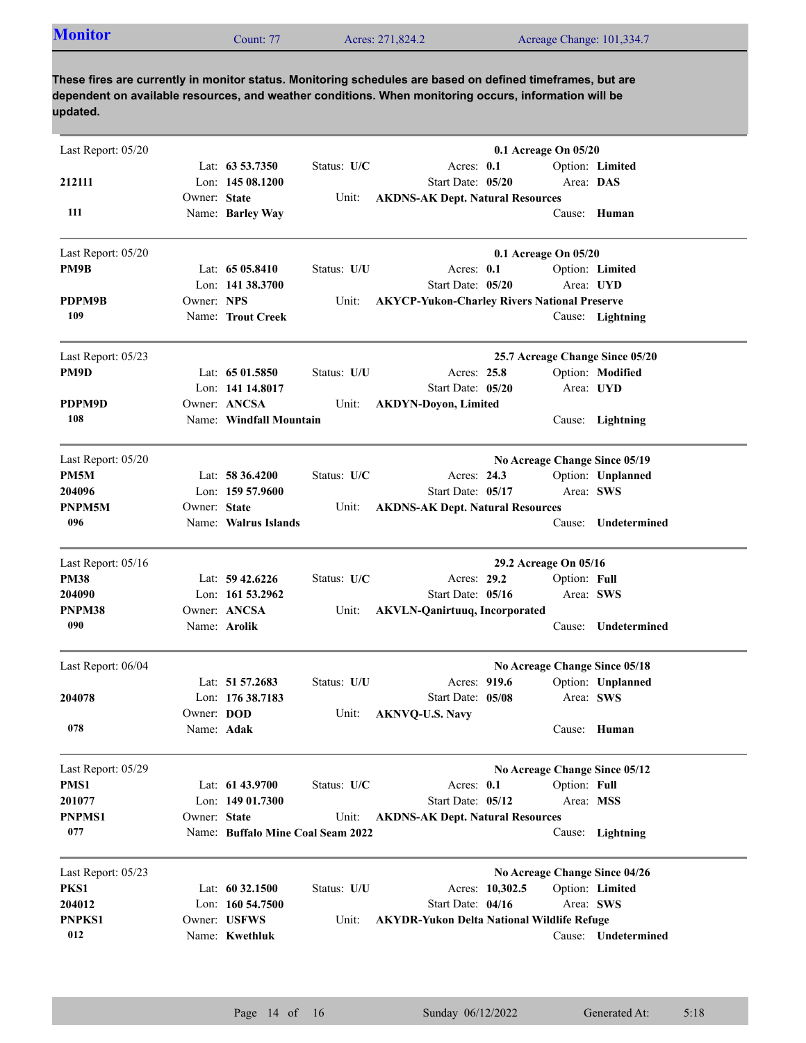## Monitor

Count: 77 | Acres: 271,824.2 | Acreage Change: 101,334.7

**These fires are currently in monitor status. Monitoring schedules are based on defined timeframes, but are dependent on available resources, and weather conditions. When monitoring occurs, information will be updated.**

---

Last Report: 05/20 — **0.1 Acreage On 05/20**

| | | | | |
|---|---|---|---|---|
| | Lat: **63 53.7350** | Status: **U/C** | Acres: **0.1** | Option: **Limited** |
| **212111** | Lon: **145 08.1200** | | Start Date: **05/20** | Area: **DAS** |
| | Owner: **State** | Unit: **AKDNS-AK Dept. Natural Resources** | | |
| **111** | Name: **Barley Way** | | | Cause: **Human** |

---

Last Report: 05/20 — **0.1 Acreage On 05/20**

| | | | | |
|---|---|---|---|---|
| **PM9B** | Lat: **65 05.8410** | Status: **U/U** | Acres: **0.1** | Option: **Limited** |
| | Lon: **141 38.3700** | | Start Date: **05/20** | Area: **UYD** |
| **PDPM9B** | Owner: **NPS** | Unit: **AKYCP-Yukon-Charley Rivers National Preserve** | | |
| **109** | Name: **Trout Creek** | | | Cause: **Lightning** |

---

Last Report: 05/23 — **25.7 Acreage Change Since 05/20**

| | | | | |
|---|---|---|---|---|
| **PM9D** | Lat: **65 01.5850** | Status: **U/U** | Acres: **25.8** | Option: **Modified** |
| | Lon: **141 14.8017** | | Start Date: **05/20** | Area: **UYD** |
| **PDPM9D** | Owner: **ANCSA** | Unit: **AKDYN-Doyon, Limited** | | |
| **108** | Name: **Windfall Mountain** | | | Cause: **Lightning** |

---

Last Report: 05/20 — **No Acreage Change Since 05/19**

| | | | | |
|---|---|---|---|---|
| **PM5M** | Lat: **58 36.4200** | Status: **U/C** | Acres: **24.3** | Option: **Unplanned** |
| **204096** | Lon: **159 57.9600** | | Start Date: **05/17** | Area: **SWS** |
| **PNPM5M** | Owner: **State** | Unit: **AKDNS-AK Dept. Natural Resources** | | |
| **096** | Name: **Walrus Islands** | | | Cause: **Undetermined** |

---

Last Report: 05/16 — **29.2 Acreage On 05/16**

| | | | | |
|---|---|---|---|---|
| **PM38** | Lat: **59 42.6226** | Status: **U/C** | Acres: **29.2** | Option: **Full** |
| **204090** | Lon: **161 53.2962** | | Start Date: **05/16** | Area: **SWS** |
| **PNPM38** | Owner: **ANCSA** | Unit: **AKVLN-Qanirtuuq, Incorporated** | | |
| **090** | Name: **Arolik** | | | Cause: **Undetermined** |

---

Last Report: 06/04 — **No Acreage Change Since 05/18**

| | | | | |
|---|---|---|---|---|
| | Lat: **51 57.2683** | Status: **U/U** | Acres: **919.6** | Option: **Unplanned** |
| **204078** | Lon: **176 38.7183** | | Start Date: **05/08** | Area: **SWS** |
| | Owner: **DOD** | Unit: **AKNVQ-U.S. Navy** | | |
| **078** | Name: **Adak** | | | Cause: **Human** |

---

Last Report: 05/29 — **No Acreage Change Since 05/12**

| | | | | |
|---|---|---|---|---|
| **PMS1** | Lat: **61 43.9700** | Status: **U/C** | Acres: **0.1** | Option: **Full** |
| **201077** | Lon: **149 01.7300** | | Start Date: **05/12** | Area: **MSS** |
| **PNPMS1** | Owner: **State** | Unit: **AKDNS-AK Dept. Natural Resources** | | |
| **077** | Name: **Buffalo Mine Coal Seam 2022** | | | Cause: **Lightning** |

---

Last Report: 05/23 — **No Acreage Change Since 04/26**

| | | | | |
|---|---|---|---|---|
| **PKS1** | Lat: **60 32.1500** | Status: **U/U** | Acres: **10,302.5** | Option: **Limited** |
| **204012** | Lon: **160 54.7500** | | Start Date: **04/16** | Area: **SWS** |
| **PNPKS1** | Owner: **USFWS** | Unit: **AKYDR-Yukon Delta National Wildlife Refuge** | | |
| **012** | Name: **Kwethluk** | | | Cause: **Undetermined** |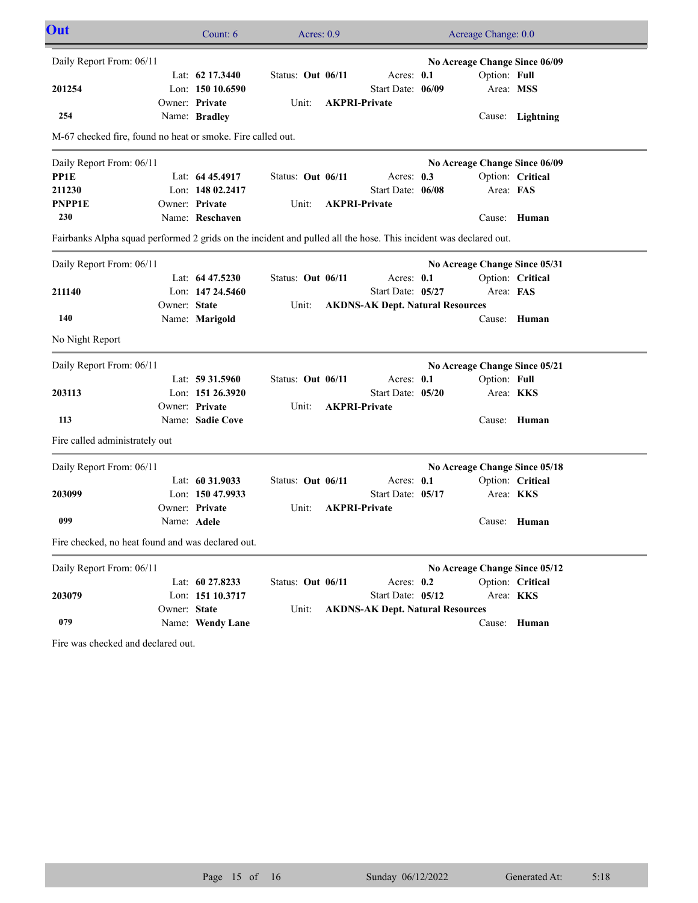## Out

Count: 6 | Acres: 0.9 | Acreage Change: 0.0

---

Daily Report From: 06/11 | **No Acreage Change Since 06/09**

| | | | | | |
|---|---|---|---|---|---|
| | Lat: **62 17.3440** | Status: **Out 06/11** | Acres: **0.1** | Option: **Full** | |
| **201254** | Lon: **150 10.6590** | | Start Date: **06/09** | Area: **MSS** | |
| | Owner: **Private** | Unit: **AKPRI-Private** | | | |
| **254** | Name: **Bradley** | | | Cause: **Lightning** | |

M-67 checked fire, found no heat or smoke. Fire called out.

---

Daily Report From: 06/11 | **No Acreage Change Since 06/09**

| | | | | | |
|---|---|---|---|---|---|
| **PP1E** | Lat: **64 45.4917** | Status: **Out 06/11** | Acres: **0.3** | Option: **Critical** | |
| **211230** | Lon: **148 02.2417** | | Start Date: **06/08** | Area: **FAS** | |
| **PNPP1E** | Owner: **Private** | Unit: **AKPRI-Private** | | | |
| **230** | Name: **Reschaven** | | | Cause: **Human** | |

Fairbanks Alpha squad performed 2 grids on the incident and pulled all the hose. This incident was declared out.

---

Daily Report From: 06/11 | **No Acreage Change Since 05/31**

| | | | | | |
|---|---|---|---|---|---|
| | Lat: **64 47.5230** | Status: **Out 06/11** | Acres: **0.1** | Option: **Critical** | |
| **211140** | Lon: **147 24.5460** | | Start Date: **05/27** | Area: **FAS** | |
| | Owner: **State** | Unit: **AKDNS-AK Dept. Natural Resources** | | | |
| **140** | Name: **Marigold** | | | Cause: **Human** | |

No Night Report

---

Daily Report From: 06/11 | **No Acreage Change Since 05/21**

| | | | | | |
|---|---|---|---|---|---|
| | Lat: **59 31.5960** | Status: **Out 06/11** | Acres: **0.1** | Option: **Full** | |
| **203113** | Lon: **151 26.3920** | | Start Date: **05/20** | Area: **KKS** | |
| | Owner: **Private** | Unit: **AKPRI-Private** | | | |
| **113** | Name: **Sadie Cove** | | | Cause: **Human** | |

Fire called administratively out

---

Daily Report From: 06/11 | **No Acreage Change Since 05/18**

| | | | | | |
|---|---|---|---|---|---|
| | Lat: **60 31.9033** | Status: **Out 06/11** | Acres: **0.1** | Option: **Critical** | |
| **203099** | Lon: **150 47.9933** | | Start Date: **05/17** | Area: **KKS** | |
| | Owner: **Private** | Unit: **AKPRI-Private** | | | |
| **099** | Name: **Adele** | | | Cause: **Human** | |

Fire checked, no heat found and was declared out.

---

Daily Report From: 06/11 | **No Acreage Change Since 05/12**

| | | | | | |
|---|---|---|---|---|---|
| | Lat: **60 27.8233** | Status: **Out 06/11** | Acres: **0.2** | Option: **Critical** | |
| **203079** | Lon: **151 10.3717** | | Start Date: **05/12** | Area: **KKS** | |
| | Owner: **State** | Unit: **AKDNS-AK Dept. Natural Resources** | | | |
| **079** | Name: **Wendy Lane** | | | Cause: **Human** | |

Fire was checked and declared out.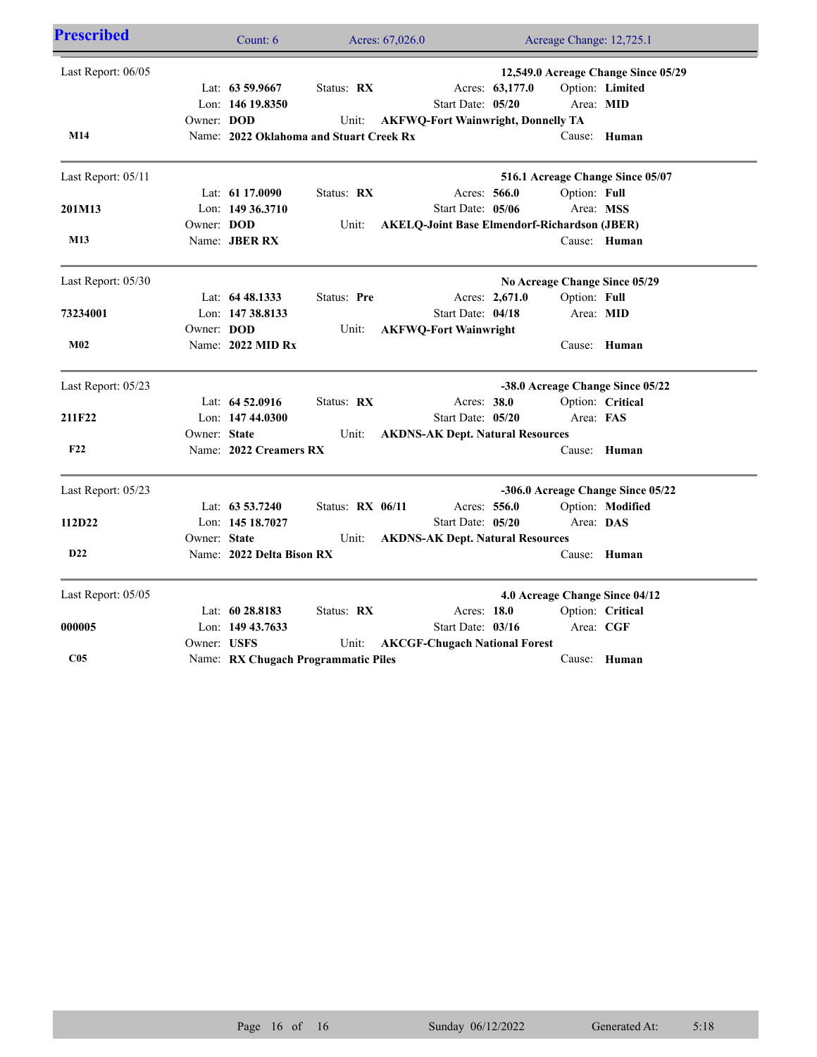## Prescribed

Count: 6 | Acres: 67,026.0 | Acreage Change: 12,725.1

---

Last Report: 06/05

**12,549.0 Acreage Change Since 05/29**

**M14**

Lat: **63 59.9667** Status: **RX** Acres: **63,177.0** Option: **Limited**
Lon: **146 19.8350** Start Date: **05/20** Area: **MID**
Owner: **DOD** Unit: **AKFWQ-Fort Wainwright, Donnelly TA**
Name: **2022 Oklahoma and Stuart Creek Rx** Cause: **Human**

---

Last Report: 05/11

**516.1 Acreage Change Since 05/07**

**201M13**

**M13**

Lat: **61 17.0090** Status: **RX** Acres: **566.0** Option: **Full**
Lon: **149 36.3710** Start Date: **05/06** Area: **MSS**
Owner: **DOD** Unit: **AKELQ-Joint Base Elmendorf-Richardson (JBER)**
Name: **JBER RX** Cause: **Human**

---

Last Report: 05/30

**No Acreage Change Since 05/29**

**73234001**

**M02**

Lat: **64 48.1333** Status: **Pre** Acres: **2,671.0** Option: **Full**
Lon: **147 38.8133** Start Date: **04/18** Area: **MID**
Owner: **DOD** Unit: **AKFWQ-Fort Wainwright**
Name: **2022 MID Rx** Cause: **Human**

---

Last Report: 05/23

**-38.0 Acreage Change Since 05/22**

**211F22**

**F22**

Lat: **64 52.0916** Status: **RX** Acres: **38.0** Option: **Critical**
Lon: **147 44.0300** Start Date: **05/20** Area: **FAS**
Owner: **State** Unit: **AKDNS-AK Dept. Natural Resources**
Name: **2022 Creamers RX** Cause: **Human**

---

Last Report: 05/23

**-306.0 Acreage Change Since 05/22**

**112D22**

**D22**

Lat: **63 53.7240** Status: **RX 06/11** Acres: **556.0** Option: **Modified**
Lon: **145 18.7027** Start Date: **05/20** Area: **DAS**
Owner: **State** Unit: **AKDNS-AK Dept. Natural Resources**
Name: **2022 Delta Bison RX** Cause: **Human**

---

Last Report: 05/05

**4.0 Acreage Change Since 04/12**

**000005**

**C05**

Lat: **60 28.8183** Status: **RX** Acres: **18.0** Option: **Critical**
Lon: **149 43.7633** Start Date: **03/16** Area: **CGF**
Owner: **USFS** Unit: **AKCGF-Chugach National Forest**
Name: **RX Chugach Programmatic Piles** Cause: **Human**

---

Sunday 06/12/2022 Generated At: 5:18